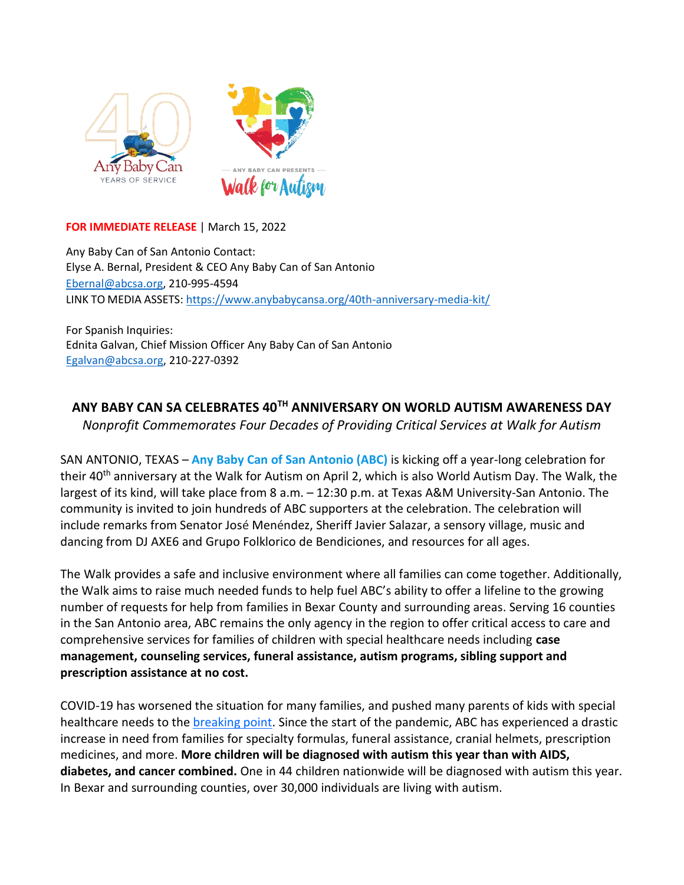**FOR IMMEDIATE RELEASE** | March 15, 2022

Any Baby Can of San Antonio Contact:
Elyse A. Bernal, President & CEO Any Baby Can of San Antonio
Ebernal@abcsa.org, 210-995-4594
LINK TO MEDIA ASSETS: https://www.anybabycansa.org/40th-anniversary-media-kit/

For Spanish Inquiries:
Ednita Galvan, Chief Mission Officer Any Baby Can of San Antonio
Egalvan@abcsa.org, 210-227-0392

## ANY BABY CAN SA CELEBRATES 40TH ANNIVERSARY ON WORLD AUTISM AWARENESS DAY

*Nonprofit Commemorates Four Decades of Providing Critical Services at Walk for Autism*

SAN ANTONIO, TEXAS – **Any Baby Can of San Antonio (ABC)** is kicking off a year-long celebration for their 40th anniversary at the Walk for Autism on April 2, which is also World Autism Day. The Walk, the largest of its kind, will take place from 8 a.m. – 12:30 p.m. at Texas A&M University-San Antonio. The community is invited to join hundreds of ABC supporters at the celebration. The celebration will include remarks from Senator José Menéndez, Sheriff Javier Salazar, a sensory village, music and dancing from DJ AXE6 and Grupo Folklorico de Bendiciones, and resources for all ages.

The Walk provides a safe and inclusive environment where all families can come together. Additionally, the Walk aims to raise much needed funds to help fuel ABC's ability to offer a lifeline to the growing number of requests for help from families in Bexar County and surrounding areas. Serving 16 counties in the San Antonio area, ABC remains the only agency in the region to offer critical access to care and comprehensive services for families of children with special healthcare needs including **case management, counseling services, funeral assistance, autism programs, sibling support and prescription assistance at no cost.**

COVID-19 has worsened the situation for many families, and pushed many parents of kids with special healthcare needs to the breaking point. Since the start of the pandemic, ABC has experienced a drastic increase in need from families for specialty formulas, funeral assistance, cranial helmets, prescription medicines, and more. **More children will be diagnosed with autism this year than with AIDS, diabetes, and cancer combined.** One in 44 children nationwide will be diagnosed with autism this year. In Bexar and surrounding counties, over 30,000 individuals are living with autism.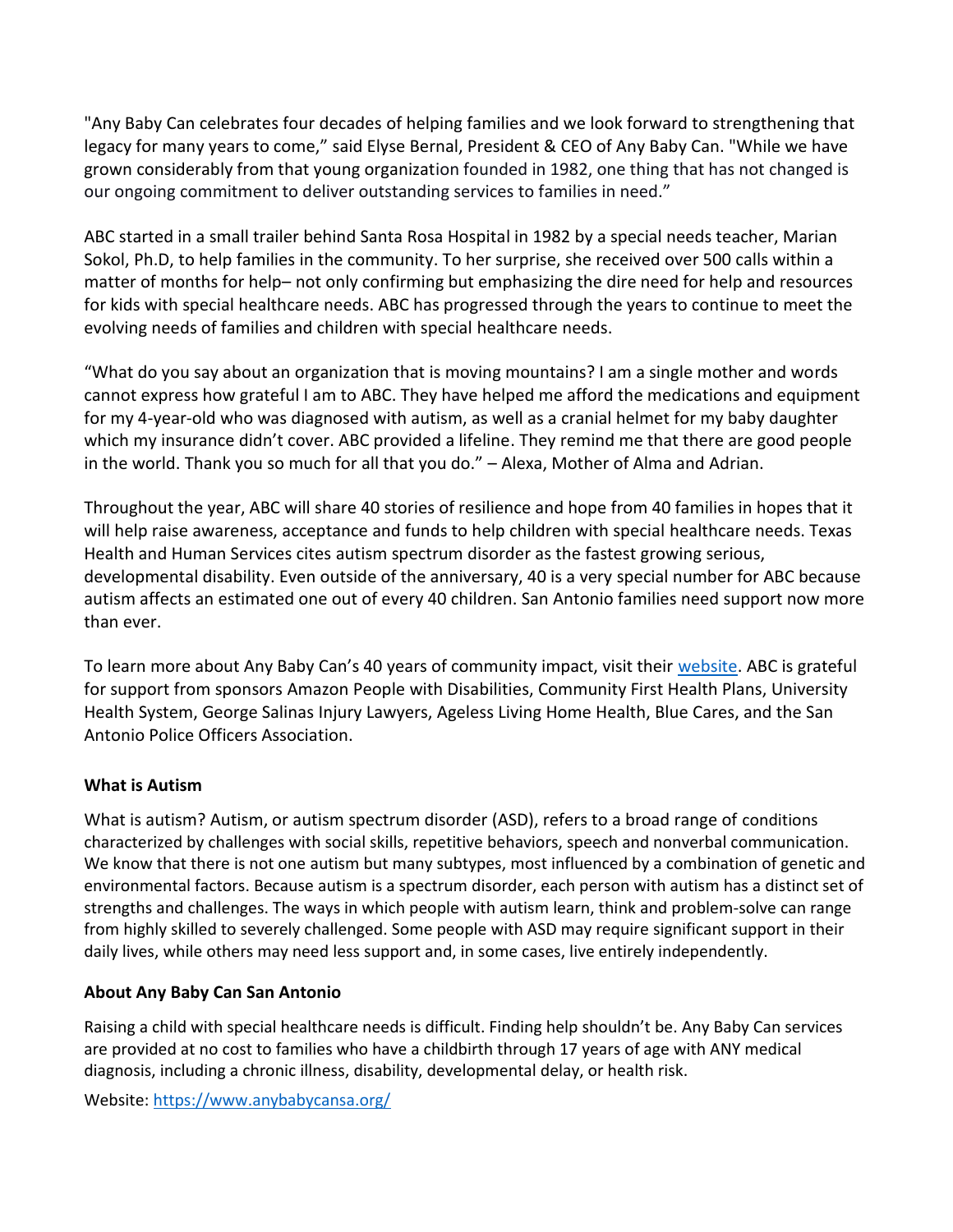"Any Baby Can celebrates four decades of helping families and we look forward to strengthening that legacy for many years to come," said Elyse Bernal, President & CEO of Any Baby Can. "While we have grown considerably from that young organization founded in 1982, one thing that has not changed is our ongoing commitment to deliver outstanding services to families in need."

ABC started in a small trailer behind Santa Rosa Hospital in 1982 by a special needs teacher, Marian Sokol, Ph.D, to help families in the community. To her surprise, she received over 500 calls within a matter of months for help– not only confirming but emphasizing the dire need for help and resources for kids with special healthcare needs. ABC has progressed through the years to continue to meet the evolving needs of families and children with special healthcare needs.

"What do you say about an organization that is moving mountains? I am a single mother and words cannot express how grateful I am to ABC. They have helped me afford the medications and equipment for my 4-year-old who was diagnosed with autism, as well as a cranial helmet for my baby daughter which my insurance didn't cover. ABC provided a lifeline. They remind me that there are good people in the world. Thank you so much for all that you do." – Alexa, Mother of Alma and Adrian.

Throughout the year, ABC will share 40 stories of resilience and hope from 40 families in hopes that it will help raise awareness, acceptance and funds to help children with special healthcare needs. Texas Health and Human Services cites autism spectrum disorder as the fastest growing serious, developmental disability. Even outside of the anniversary, 40 is a very special number for ABC because autism affects an estimated one out of every 40 children. San Antonio families need support now more than ever.

To learn more about Any Baby Can's 40 years of community impact, visit their [website](https://www.anybabycansa.org/). ABC is grateful for support from sponsors Amazon People with Disabilities, Community First Health Plans, University Health System, George Salinas Injury Lawyers, Ageless Living Home Health, Blue Cares, and the San Antonio Police Officers Association.

**What is Autism**

What is autism? Autism, or autism spectrum disorder (ASD), refers to a broad range of conditions characterized by challenges with social skills, repetitive behaviors, speech and nonverbal communication. We know that there is not one autism but many subtypes, most influenced by a combination of genetic and environmental factors. Because autism is a spectrum disorder, each person with autism has a distinct set of strengths and challenges. The ways in which people with autism learn, think and problem-solve can range from highly skilled to severely challenged. Some people with ASD may require significant support in their daily lives, while others may need less support and, in some cases, live entirely independently.

**About Any Baby Can San Antonio**

Raising a child with special healthcare needs is difficult. Finding help shouldn't be. Any Baby Can services are provided at no cost to families who have a childbirth through 17 years of age with ANY medical diagnosis, including a chronic illness, disability, developmental delay, or health risk.

Website: [https://www.anybabycansa.org/](https://www.anybabycansa.org/)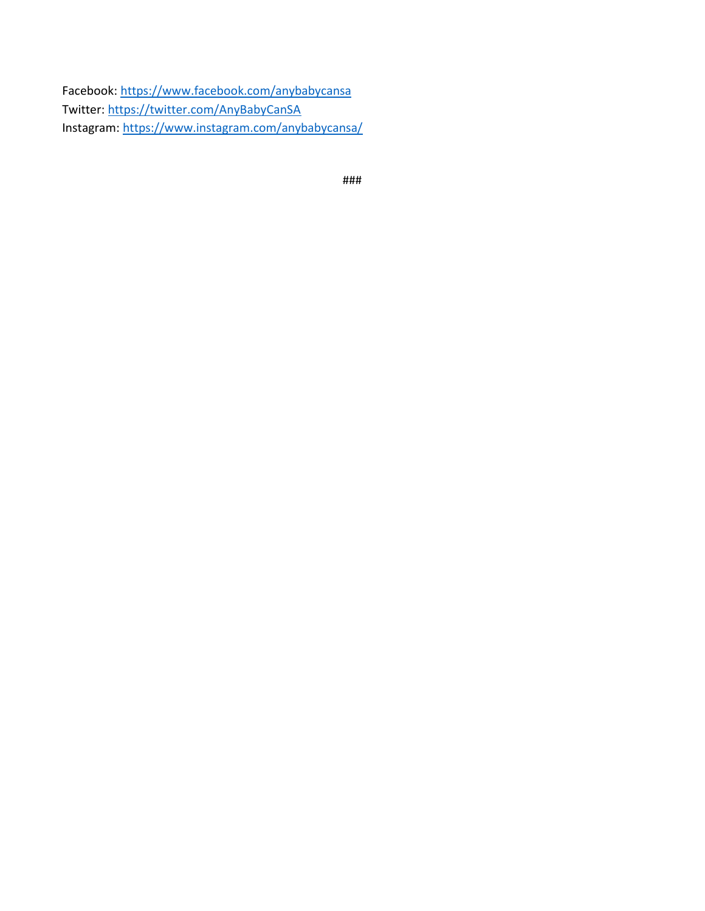Facebook: https://www.facebook.com/anybabycansa
Twitter: https://twitter.com/AnyBabyCanSA
Instagram: https://www.instagram.com/anybabycansa/

###